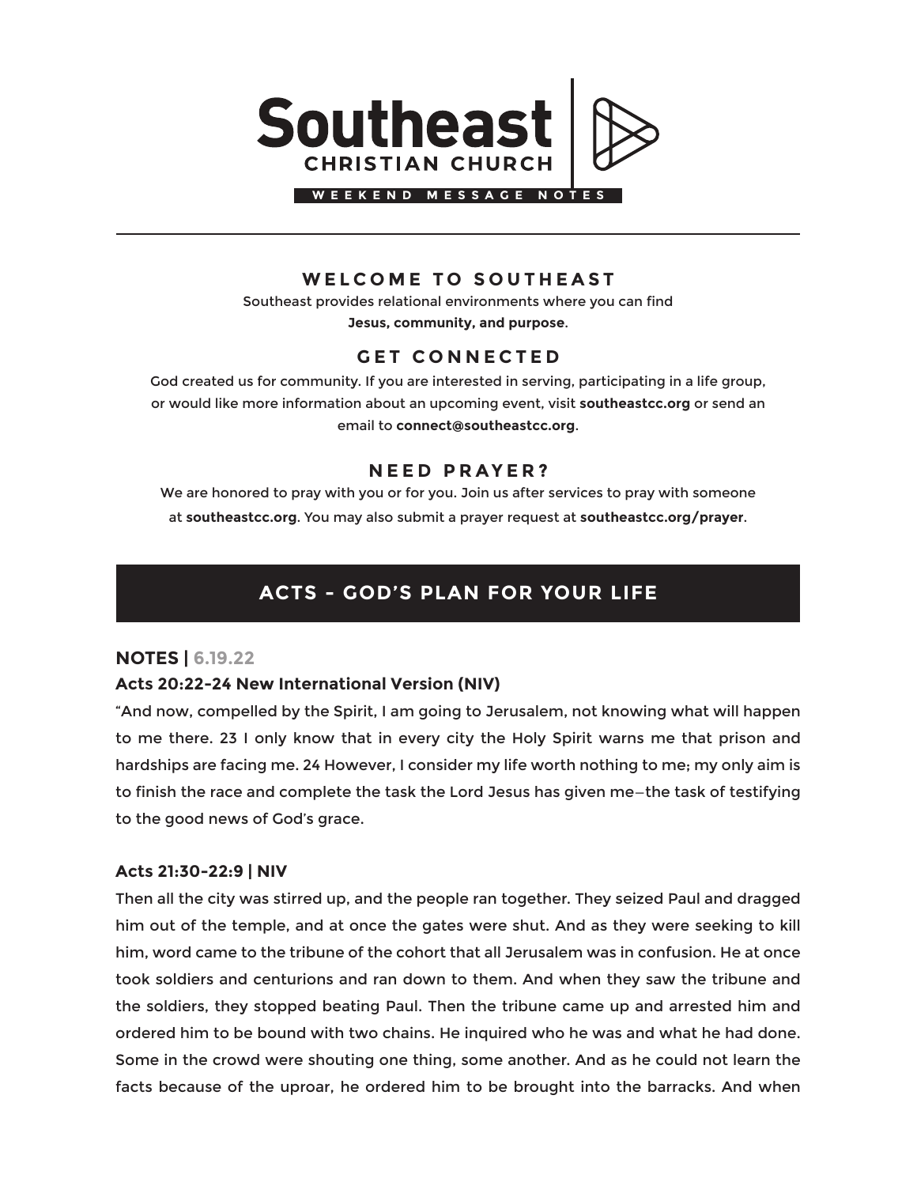# Southeast

**CHRISTIAN CHURCH**

**WEEKEND MESSAGE NOTES**

---

## WELCOME TO SOUTHEAST

Southeast provides relational environments where you can find **Jesus, community, and purpose**.

## GET CONNECTED

God created us for community. If you are interested in serving, participating in a life group, or would like more information about an upcoming event, visit **southeastcc.org** or send an email to **connect@southeastcc.org**.

## NEED PRAYER?

We are honored to pray with you or for you. Join us after services to pray with someone at **southeastcc.org**. You may also submit a prayer request at **southeastcc.org/prayer**.

## ACTS - GOD'S PLAN FOR YOUR LIFE

### NOTES | 6.19.22

**Acts 20:22-24 New International Version (NIV)**

"And now, compelled by the Spirit, I am going to Jerusalem, not knowing what will happen to me there. 23 I only know that in every city the Holy Spirit warns me that prison and hardships are facing me. 24 However, I consider my life worth nothing to me; my only aim is to finish the race and complete the task the Lord Jesus has given me—the task of testifying to the good news of God's grace.

**Acts 21:30-22:9 | NIV**

Then all the city was stirred up, and the people ran together. They seized Paul and dragged him out of the temple, and at once the gates were shut. And as they were seeking to kill him, word came to the tribune of the cohort that all Jerusalem was in confusion. He at once took soldiers and centurions and ran down to them. And when they saw the tribune and the soldiers, they stopped beating Paul. Then the tribune came up and arrested him and ordered him to be bound with two chains. He inquired who he was and what he had done. Some in the crowd were shouting one thing, some another. And as he could not learn the facts because of the uproar, he ordered him to be brought into the barracks. And when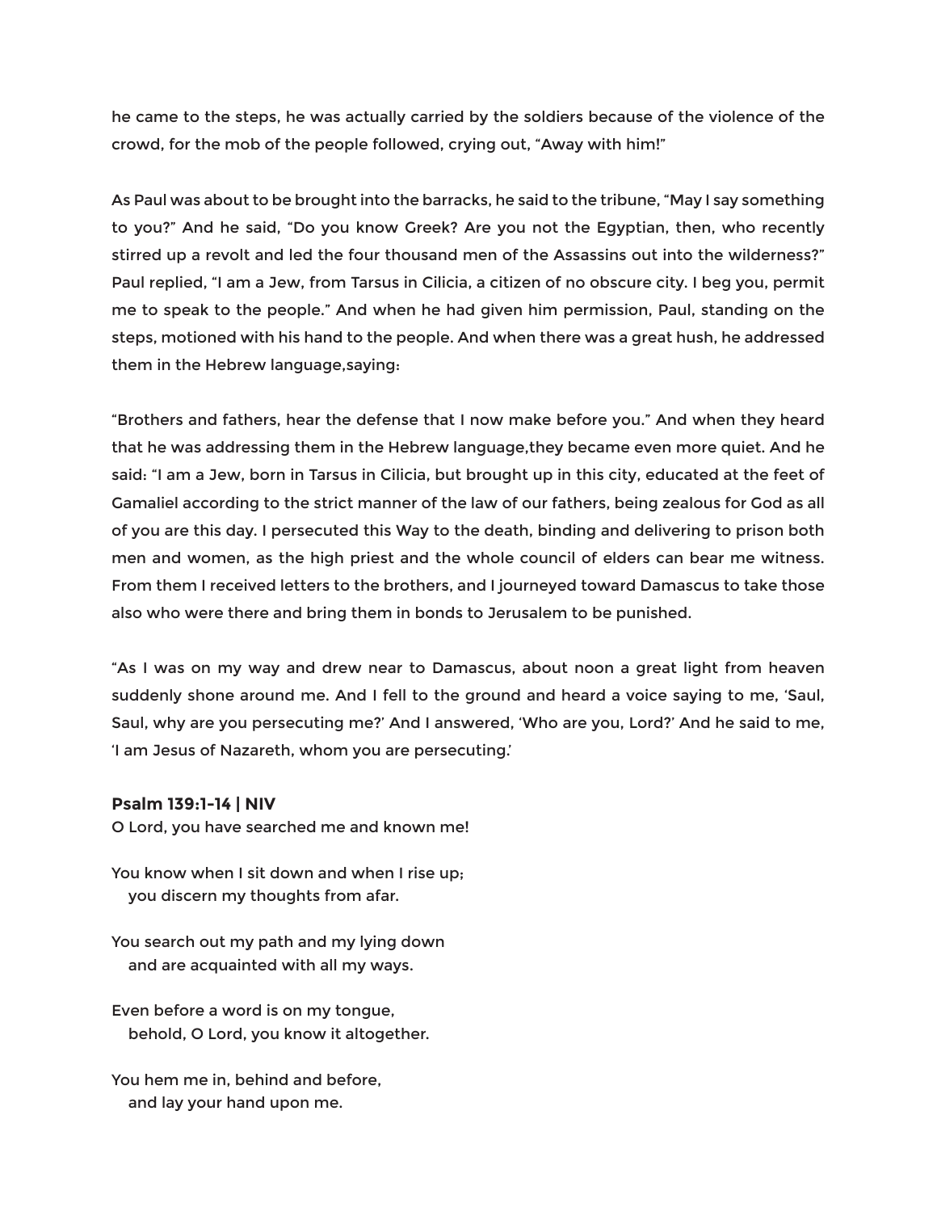he came to the steps, he was actually carried by the soldiers because of the violence of the crowd, for the mob of the people followed, crying out, “Away with him!”

As Paul was about to be brought into the barracks, he said to the tribune, “May I say something to you?” And he said, “Do you know Greek? Are you not the Egyptian, then, who recently stirred up a revolt and led the four thousand men of the Assassins out into the wilderness?” Paul replied, “I am a Jew, from Tarsus in Cilicia, a citizen of no obscure city. I beg you, permit me to speak to the people.” And when he had given him permission, Paul, standing on the steps, motioned with his hand to the people. And when there was a great hush, he addressed them in the Hebrew language,saying:

“Brothers and fathers, hear the defense that I now make before you.” And when they heard that he was addressing them in the Hebrew language,they became even more quiet. And he said: “I am a Jew, born in Tarsus in Cilicia, but brought up in this city, educated at the feet of Gamaliel according to the strict manner of the law of our fathers, being zealous for God as all of you are this day. I persecuted this Way to the death, binding and delivering to prison both men and women, as the high priest and the whole council of elders can bear me witness. From them I received letters to the brothers, and I journeyed toward Damascus to take those also who were there and bring them in bonds to Jerusalem to be punished.

“As I was on my way and drew near to Damascus, about noon a great light from heaven suddenly shone around me. And I fell to the ground and heard a voice saying to me, ‘Saul, Saul, why are you persecuting me?’ And I answered, ‘Who are you, Lord?’ And he said to me, ‘I am Jesus of Nazareth, whom you are persecuting.’

**Psalm 139:1-14 | NIV**

O Lord, you have searched me and known me!

You know when I sit down and when I rise up;
  you discern my thoughts from afar.

You search out my path and my lying down
  and are acquainted with all my ways.

Even before a word is on my tongue,
  behold, O Lord, you know it altogether.

You hem me in, behind and before,
  and lay your hand upon me.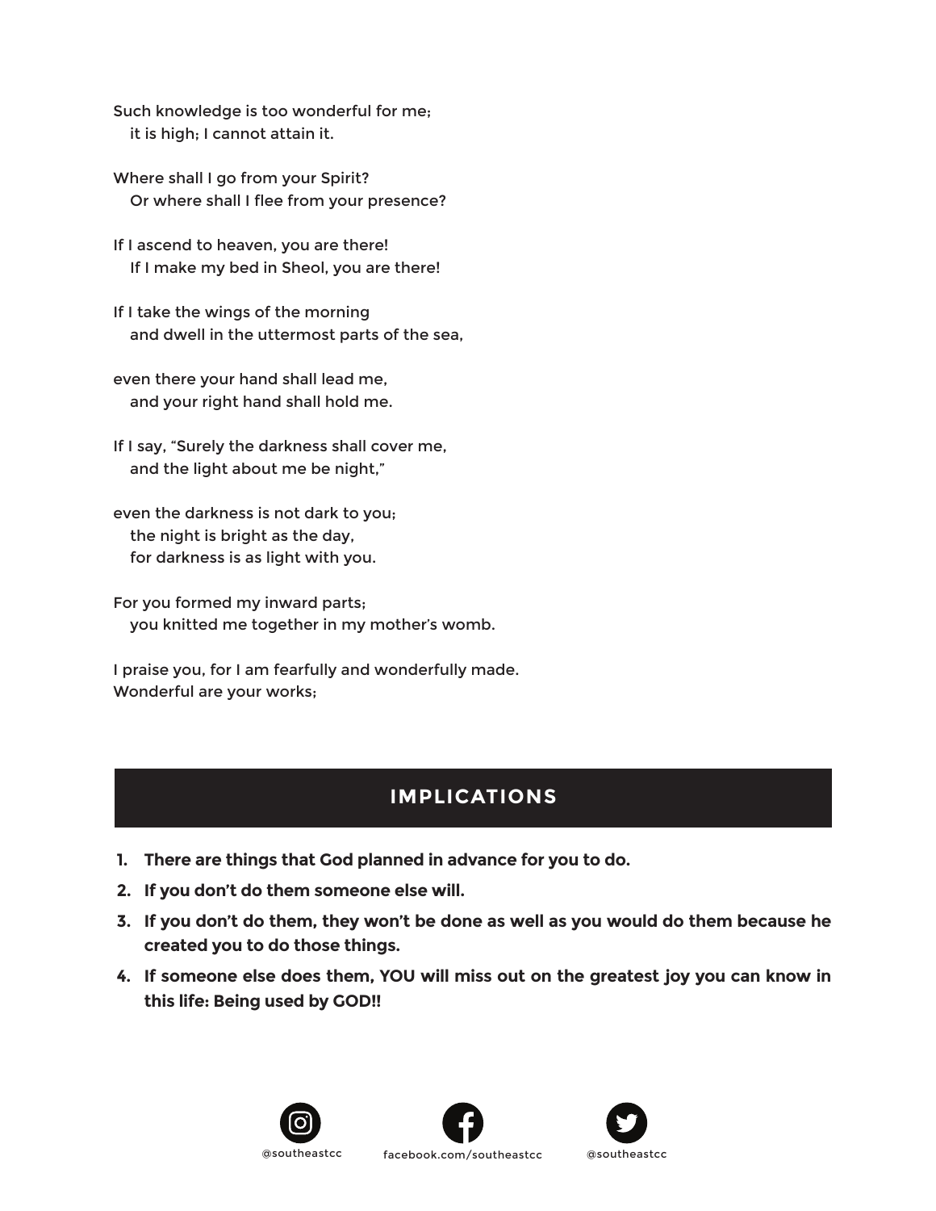Such knowledge is too wonderful for me;
it is high; I cannot attain it.

Where shall I go from your Spirit?
Or where shall I flee from your presence?

If I ascend to heaven, you are there!
If I make my bed in Sheol, you are there!

If I take the wings of the morning
and dwell in the uttermost parts of the sea,

even there your hand shall lead me,
and your right hand shall hold me.

If I say, "Surely the darkness shall cover me,
and the light about me be night,"

even the darkness is not dark to you;
the night is bright as the day,
for darkness is as light with you.

For you formed my inward parts;
you knitted me together in my mother's womb.

I praise you, for I am fearfully and wonderfully made.
Wonderful are your works;

## IMPLICATIONS

1. **There are things that God planned in advance for you to do.**
2. **If you don't do them someone else will.**
3. **If you don't do them, they won't be done as well as you would do them because he created you to do those things.**
4. **If someone else does them, YOU will miss out on the greatest joy you can know in this life: Being used by GOD!!**

@southeastcc facebook.com/southeastcc @southeastcc